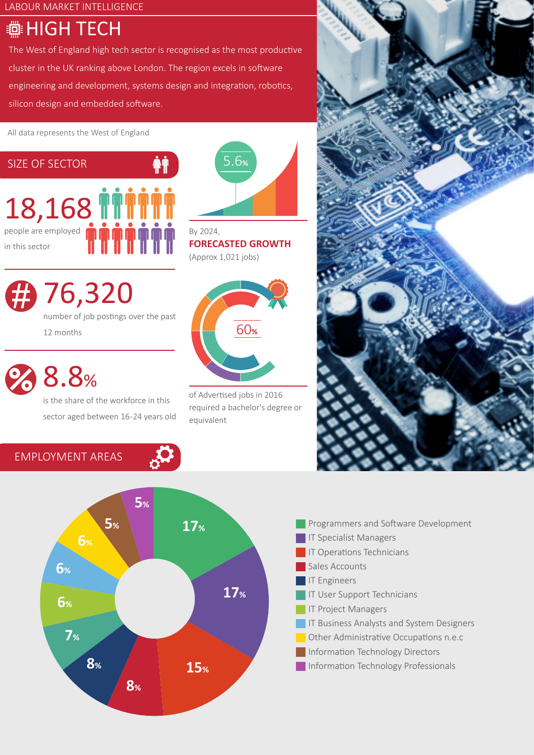LABOUR MARKET INTELLIGENCE

# HIGH TECH

The West of England high tech sector is recognised as the most productive cluster in the UK ranking above London. The region excels in software engineering and development, systems design and integration, robotics, silicon design and embedded software.

All data represents the West of England

## SIZE OF SECTOR

**18,168** people are employed in this sector

**5.6%**

By 2024,
**FORECASTED GROWTH**
(Approx 1,021 jobs)

**76,320** number of job postings over the past 12 months

**60%** of Advertised jobs in 2016 required a bachelor's degree or equivalent

**8.8%** is the share of the workforce in this sector aged between 16-24 years old

## EMPLOYMENT AREAS

| Employment Area | Share |
|---|---|
| Programmers and Software Development | 17% |
| IT Specialist Managers | 17% |
| IT Operations Technicians | 15% |
| Sales Accounts | 8% |
| IT Engineers | 8% |
| IT User Support Technicians | 7% |
| IT Project Managers | 6% |
| IT Business Analysts and System Designers | 6% |
| Other Administrative Occupations n.e.c | 6% |
| Information Technology Directors | 5% |
| Information Technology Professionals | 5% |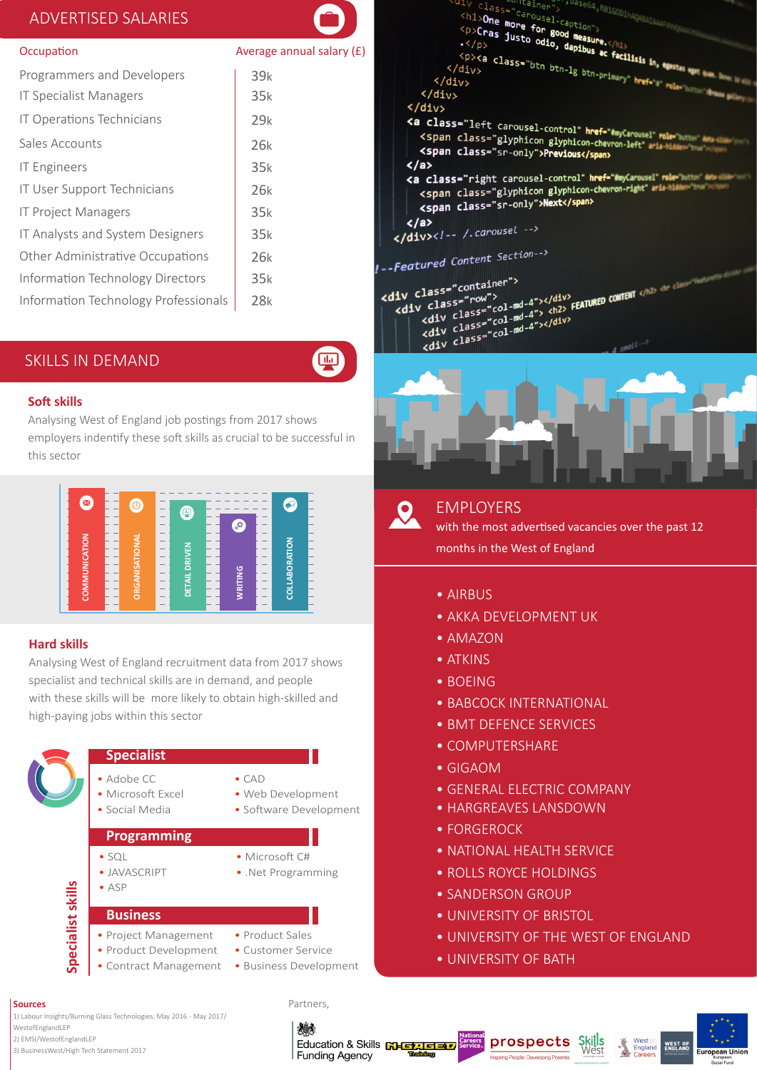## ADVERTISED SALARIES

| Occupation | Average annual salary (£) |
| --- | --- |
| Programmers and Developers | 39k |
| IT Specialist Managers | 35k |
| IT Operations Technicians | 29k |
| Sales Accounts | 26k |
| IT Engineers | 35k |
| IT User Support Technicians | 26k |
| IT Project Managers | 35k |
| IT Analysts and System Designers | 35k |
| Other Administrative Occupations | 26k |
| Information Technology Directors | 35k |
| Information Technology Professionals | 28k |

## SKILLS IN DEMAND

### Soft skills

Analysing West of England job postings from 2017 shows employers indentify these soft skills as crucial to be successful in this sector

COMMUNICATION
ORGANISATIONAL
DETAIL DRIVEN
WRITING
COLLABORATION

### Hard skills

Analysing West of England recruitment data from 2017 shows specialist and technical skills are in demand, and people with these skills will be more likely to obtain high-skilled and high-paying jobs within this sector

**Specialist skills**

#### Specialist

- Adobe CC
- Microsoft Excel
- Social Media
- CAD
- Web Development
- Software Development

#### Programming

- SQL
- JAVASCRIPT
- ASP
- Microsoft C#
- .Net Programming

#### Business

- Project Management
- Product Development
- Contract Management
- Product Sales
- Customer Service
- Business Development

## EMPLOYERS

with the most advertised vacancies over the past 12 months in the West of England

- AIRBUS
- AKKA DEVELOPMENT UK
- AMAZON
- ATKINS
- BOEING
- BABCOCK INTERNATIONAL
- BMT DEFENCE SERVICES
- COMPUTERSHARE
- GIGAOM
- GENERAL ELECTRIC COMPANY
- HARGREAVES LANSDOWN
- FORGEROCK
- NATIONAL HEALTH SERVICE
- ROLLS ROYCE HOLDINGS
- SANDERSON GROUP
- UNIVERSITY OF BRISTOL
- UNIVERSITY OF THE WEST OF ENGLAND
- UNIVERSITY OF BATH

**Sources**

1) Labour Insights/Burning Glass Technologies, May 2016 - May 2017/ WestofEnglandLEP
2) EMSI/WestofEnglandLEP
3) BusinessWest/High Tech Statement 2017

Partners,

Education & Skills Funding Agency
N-GAGED Training
National Careers Service
prospects Inspiring People: Developing Potential
Skills West
West of England Careers
WEST OF ENGLAND
European Union European Social Fund